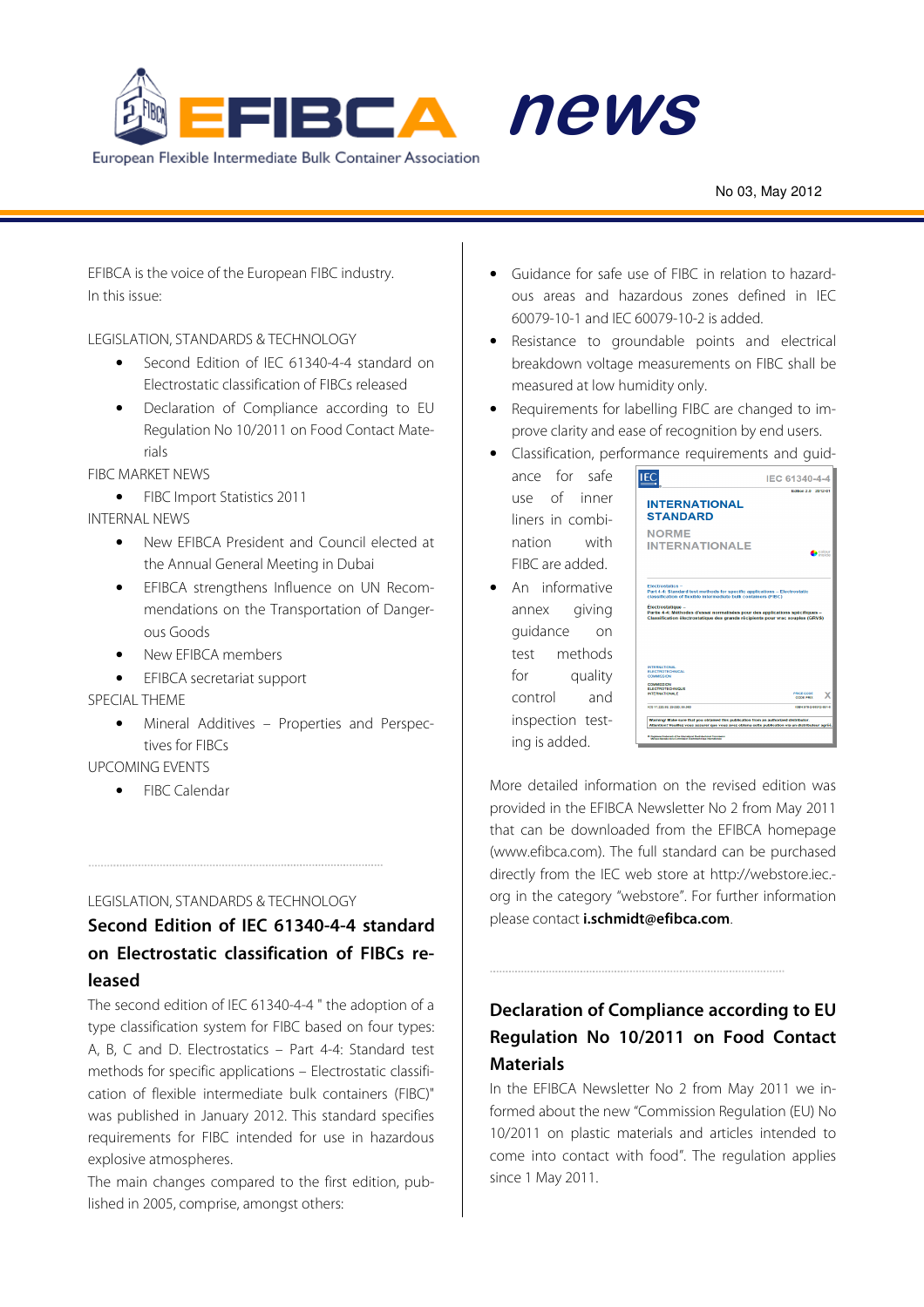# EFIBCA news

European Flexible Intermediate Bulk Container Association

No 03, May 2012

EFIBCA is the voice of the European FIBC industry.
In this issue:

LEGISLATION, STANDARDS & TECHNOLOGY

- Second Edition of IEC 61340-4-4 standard on Electrostatic classification of FIBCs released
- Declaration of Compliance according to EU Regulation No 10/2011 on Food Contact Materials

FIBC MARKET NEWS

- FIBC Import Statistics 2011

INTERNAL NEWS

- New EFIBCA President and Council elected at the Annual General Meeting in Dubai
- EFIBCA strengthens Influence on UN Recommendations on the Transportation of Dangerous Goods
- New EFIBCA members
- EFIBCA secretariat support

SPECIAL THEME

- Mineral Additives – Properties and Perspectives for FIBCs

UPCOMING EVENTS

- FIBC Calendar

LEGISLATION, STANDARDS & TECHNOLOGY

## Second Edition of IEC 61340-4-4 standard on Electrostatic classification of FIBCs released

The second edition of IEC 61340-4-4 " the adoption of a type classification system for FIBC based on four types: A, B, C and D. Electrostatics – Part 4-4: Standard test methods for specific applications – Electrostatic classification of flexible intermediate bulk containers (FIBC)" was published in January 2012. This standard specifies requirements for FIBC intended for use in hazardous explosive atmospheres.

The main changes compared to the first edition, published in 2005, comprise, amongst others:

- Guidance for safe use of FIBC in relation to hazardous areas and hazardous zones defined in IEC 60079-10-1 and IEC 60079-10-2 is added.
- Resistance to groundable points and electrical breakdown voltage measurements on FIBC shall be measured at low humidity only.
- Requirements for labelling FIBC are changed to improve clarity and ease of recognition by end users.
- Classification, performance requirements and guidance for safe use of inner liners in combination with FIBC are added.
- An informative annex giving guidance on test methods for quality control and inspection testing is added.

More detailed information on the revised edition was provided in the EFIBCA Newsletter No 2 from May 2011 that can be downloaded from the EFIBCA homepage (www.efibca.com). The full standard can be purchased directly from the IEC web store at http://webstore.iec.org in the category "webstore". For further information please contact **i.schmidt@efibca.com**.

## Declaration of Compliance according to EU Regulation No 10/2011 on Food Contact Materials

In the EFIBCA Newsletter No 2 from May 2011 we informed about the new "Commission Regulation (EU) No 10/2011 on plastic materials and articles intended to come into contact with food". The regulation applies since 1 May 2011.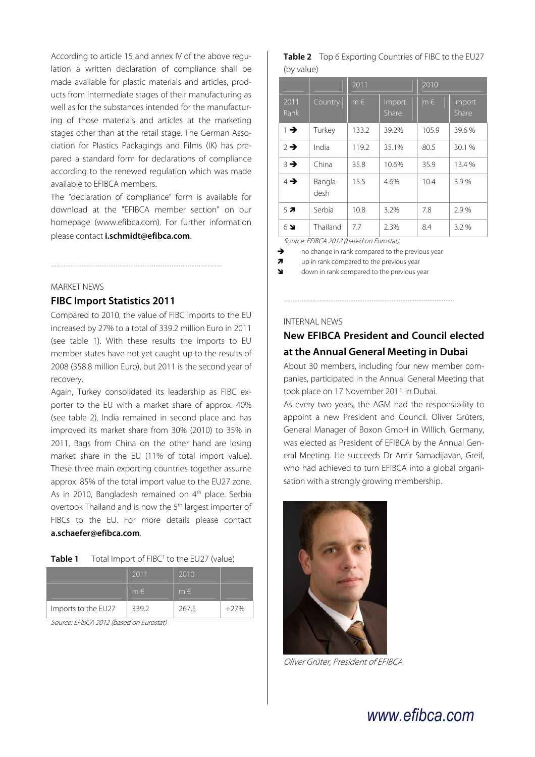According to article 15 and annex IV of the above regulation a written declaration of compliance shall be made available for plastic materials and articles, products from intermediate stages of their manufacturing as well as for the substances intended for the manufacturing of those materials and articles at the marketing stages other than at the retail stage. The German Association for Plastics Packagings and Films (IK) has prepared a standard form for declarations of compliance according to the renewed regulation which was made available to EFIBCA members.

The "declaration of compliance" form is available for download at the "EFIBCA member section" on our homepage (www.efibca.com). For further information please contact **i.schmidt@efibca.com**.

MARKET NEWS

## FIBC Import Statistics 2011

Compared to 2010, the value of FIBC imports to the EU increased by 27% to a total of 339.2 million Euro in 2011 (see table 1). With these results the imports to EU member states have not yet caught up to the results of 2008 (358.8 million Euro), but 2011 is the second year of recovery.

Again, Turkey consolidated its leadership as FIBC exporter to the EU with a market share of approx. 40% (see table 2). India remained in second place and has improved its market share from 30% (2010) to 35% in 2011. Bags from China on the other hand are losing market share in the EU (11% of total import value). These three main exporting countries together assume approx. 85% of the total import value to the EU27 zone. As in 2010, Bangladesh remained on 4th place. Serbia overtook Thailand and is now the 5th largest importer of FIBCs to the EU. For more details please contact **a.schaefer@efibca.com**.

**Table 1** Total Import of FIBC[1] to the EU27 (value)

| | 2011 | 2010 | |
|---|---|---|---|
| | m € | m € | |
| Imports to the EU27 | 339.2 | 267.5 | +27% |

*Source: EFIBCA 2012 (based on Eurostat)*

**Table 2** Top 6 Exporting Countries of FIBC to the EU27 (by value)

| | | 2011 | | 2010 | |
|---|---|---|---|---|---|
| 2011 Rank | Country | m € | Import Share | m € | Import Share |
| 1 ➔ | Turkey | 133.2 | 39.2% | 105.9 | 39.6 % |
| 2 ➔ | India | 119.2 | 35.1% | 80.5 | 30.1 % |
| 3 ➔ | China | 35.8 | 10.6% | 35.9 | 13.4 % |
| 4 ➔ | Bangladesh | 15.5 | 4.6% | 10.4 | 3.9 % |
| 5 ➚ | Serbia | 10.8 | 3.2% | 7.8 | 2.9 % |
| 6 ➘ | Thailand | 7.7 | 2.3% | 8.4 | 3.2 % |

*Source: EFIBCA 2012 (based on Eurostat)*

➔ no change in rank compared to the previous year
➚ up in rank compared to the previous year
➘ down in rank compared to the previous year

INTERNAL NEWS

## New EFIBCA President and Council elected at the Annual General Meeting in Dubai

About 30 members, including four new member companies, participated in the Annual General Meeting that took place on 17 November 2011 in Dubai.

As every two years, the AGM had the responsibility to appoint a new President and Council. Oliver Grüters, General Manager of Boxon GmbH in Willich, Germany, was elected as President of EFIBCA by the Annual General Meeting. He succeeds Dr Amir Samadijavan, Greif, who had achieved to turn EFIBCA into a global organisation with a strongly growing membership.

*Oliver Grüter, President of EFIBCA*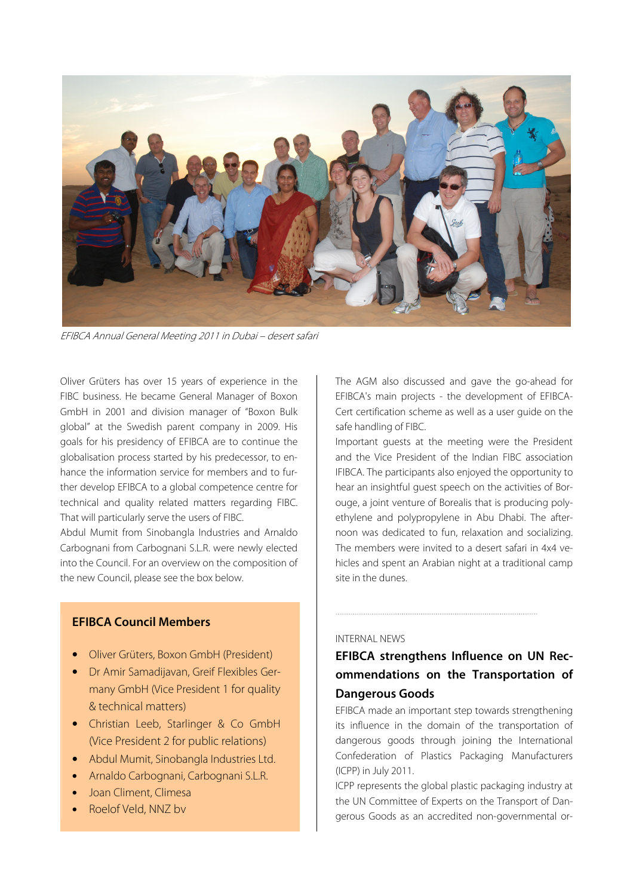*EFIBCA Annual General Meeting 2011 in Dubai – desert safari*

Oliver Grüters has over 15 years of experience in the FIBC business. He became General Manager of Boxon GmbH in 2001 and division manager of "Boxon Bulk global" at the Swedish parent company in 2009. His goals for his presidency of EFIBCA are to continue the globalisation process started by his predecessor, to enhance the information service for members and to further develop EFIBCA to a global competence centre for technical and quality related matters regarding FIBC. That will particularly serve the users of FIBC.

Abdul Mumit from Sinobangla Industries and Arnaldo Carbognani from Carbognani S.L.R. were newly elected into the Council. For an overview on the composition of the new Council, please see the box below.

**EFIBCA Council Members**

- Oliver Grüters, Boxon GmbH (President)
- Dr Amir Samadijavan, Greif Flexibles Germany GmbH (Vice President 1 for quality & technical matters)
- Christian Leeb, Starlinger & Co GmbH (Vice President 2 for public relations)
- Abdul Mumit, Sinobangla Industries Ltd.
- Arnaldo Carbognani, Carbognani S.L.R.
- Joan Climent, Climesa
- Roelof Veld, NNZ bv

The AGM also discussed and gave the go-ahead for EFIBCA's main projects - the development of EFIBCA-Cert certification scheme as well as a user guide on the safe handling of FIBC.

Important guests at the meeting were the President and the Vice President of the Indian FIBC association IFIBCA. The participants also enjoyed the opportunity to hear an insightful guest speech on the activities of Borouge, a joint venture of Borealis that is producing polyethylene and polypropylene in Abu Dhabi. The afternoon was dedicated to fun, relaxation and socializing. The members were invited to a desert safari in 4x4 vehicles and spent an Arabian night at a traditional camp site in the dunes.

INTERNAL NEWS

## EFIBCA strengthens Influence on UN Recommendations on the Transportation of Dangerous Goods

EFIBCA made an important step towards strengthening its influence in the domain of the transportation of dangerous goods through joining the International Confederation of Plastics Packaging Manufacturers (ICPP) in July 2011.

ICPP represents the global plastic packaging industry at the UN Committee of Experts on the Transport of Dangerous Goods as an accredited non-governmental or-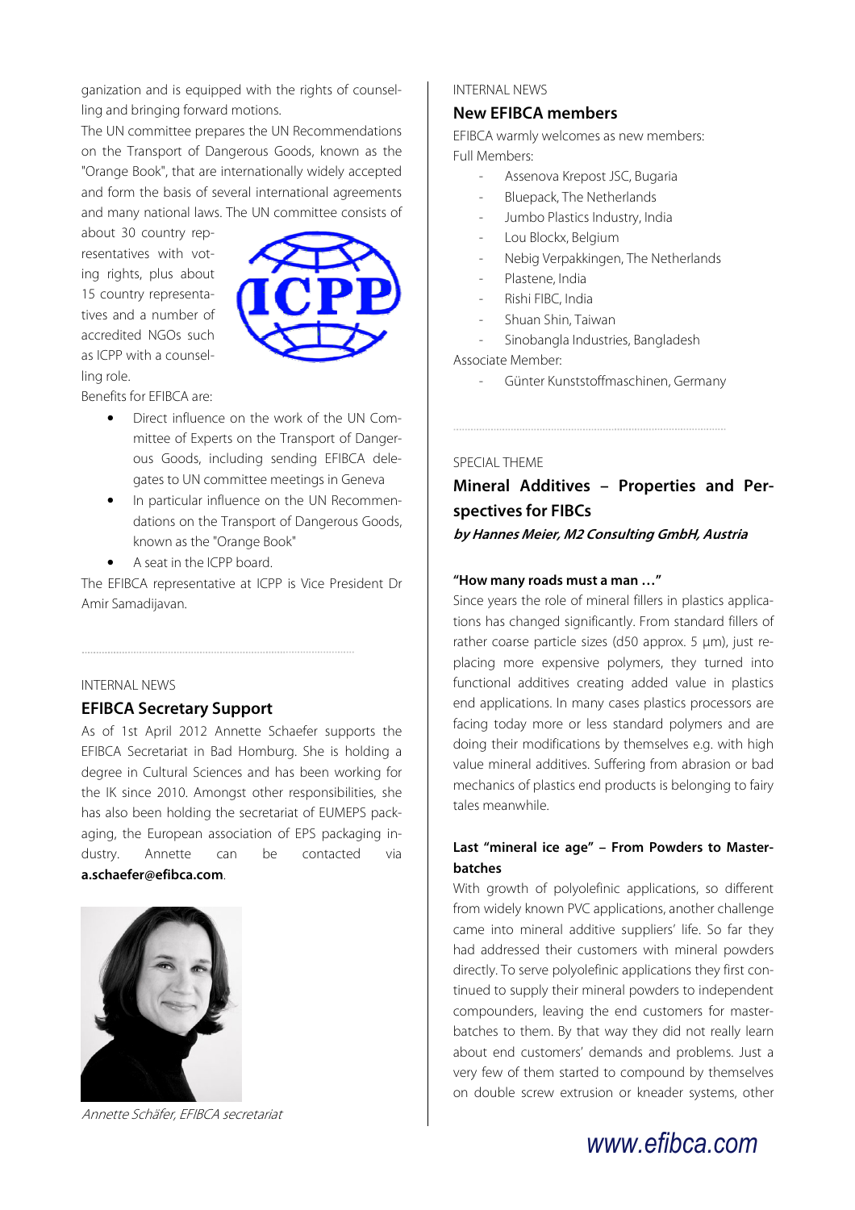ganization and is equipped with the rights of counselling and bringing forward motions.

The UN committee prepares the UN Recommendations on the Transport of Dangerous Goods, known as the "Orange Book", that are internationally widely accepted and form the basis of several international agreements and many national laws. The UN committee consists of about 30 country representatives with voting rights, plus about 15 country representatives and a number of accredited NGOs such as ICPP with a counselling role.

Benefits for EFIBCA are:

- Direct influence on the work of the UN Committee of Experts on the Transport of Dangerous Goods, including sending EFIBCA delegates to UN committee meetings in Geneva
- In particular influence on the UN Recommendations on the Transport of Dangerous Goods, known as the "Orange Book"
- A seat in the ICPP board.

The EFIBCA representative at ICPP is Vice President Dr Amir Samadijavan.

INTERNAL NEWS

## EFIBCA Secretary Support

As of 1st April 2012 Annette Schaefer supports the EFIBCA Secretariat in Bad Homburg. She is holding a degree in Cultural Sciences and has been working for the IK since 2010. Amongst other responsibilities, she has also been holding the secretariat of EUMEPS packaging, the European association of EPS packaging industry. Annette can be contacted via **a.schaefer@efibca.com**.

*Annette Schäfer, EFIBCA secretariat*

INTERNAL NEWS

## New EFIBCA members

EFIBCA warmly welcomes as new members:

Full Members:

- Assenova Krepost JSC, Bugaria
- Bluepack, The Netherlands
- Jumbo Plastics Industry, India
- Lou Blockx, Belgium
- Nebig Verpakkingen, The Netherlands
- Plastene, India
- Rishi FIBC, India
- Shuan Shin, Taiwan
- Sinobangla Industries, Bangladesh

Associate Member:

- Günter Kunststoffmaschinen, Germany

SPECIAL THEME

## Mineral Additives – Properties and Perspectives for FIBCs

***by Hannes Meier, M2 Consulting GmbH, Austria***

### "How many roads must a man …"

Since years the role of mineral fillers in plastics applications has changed significantly. From standard fillers of rather coarse particle sizes (d50 approx. 5 µm), just replacing more expensive polymers, they turned into functional additives creating added value in plastics end applications. In many cases plastics processors are facing today more or less standard polymers and are doing their modifications by themselves e.g. with high value mineral additives. Suffering from abrasion or bad mechanics of plastics end products is belonging to fairy tales meanwhile.

### Last "mineral ice age" – From Powders to Masterbatches

With growth of polyolefinic applications, so different from widely known PVC applications, another challenge came into mineral additive suppliers' life. So far they had addressed their customers with mineral powders directly. To serve polyolefinic applications they first continued to supply their mineral powders to independent compounders, leaving the end customers for masterbatches to them. By that way they did not really learn about end customers' demands and problems. Just a very few of them started to compound by themselves on double screw extrusion or kneader systems, other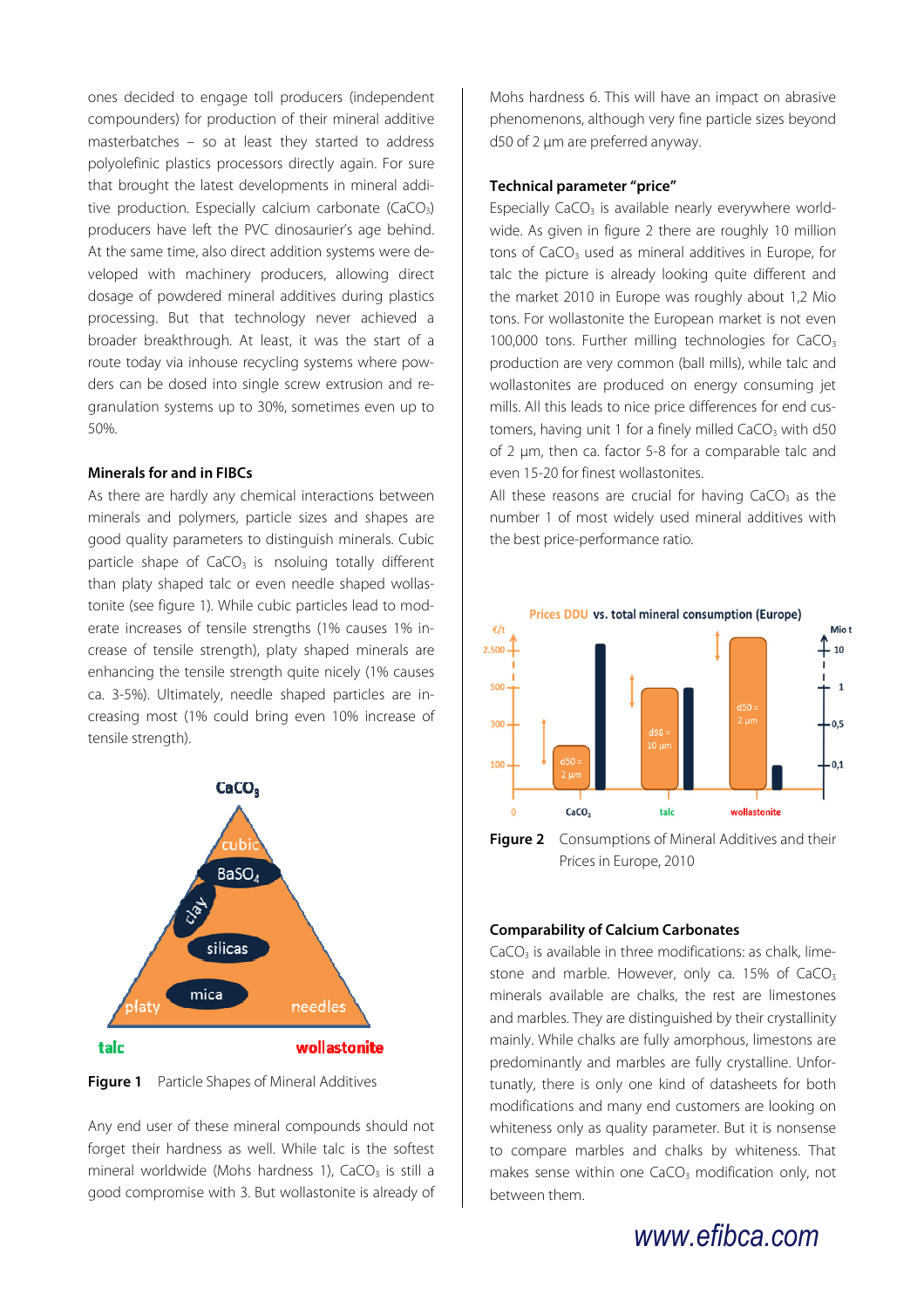ones decided to engage toll producers (independent compounders) for production of their mineral additive masterbatches – so at least they started to address polyolefinic plastics processors directly again. For sure that brought the latest developments in mineral additive production. Especially calcium carbonate ($CaCO_3$) producers have left the PVC dinosaurier's age behind. At the same time, also direct addition systems were developed with machinery producers, allowing direct dosage of powdered mineral additives during plastics processing. But that technology never achieved a broader breakthrough. At least, it was the start of a route today via inhouse recycling systems where powders can be dosed into single screw extrusion and regranulation systems up to 30%, sometimes even up to 50%.

### Minerals for and in FIBCs

As there are hardly any chemical interactions between minerals and polymers, particle sizes and shapes are good quality parameters to distinguish minerals. Cubic particle shape of $CaCO_3$ is nsoluing totally different than platy shaped talc or even needle shaped wollastonite (see figure 1). While cubic particles lead to moderate increases of tensile strengths (1% causes 1% increase of tensile strength), platy shaped minerals are enhancing the tensile strength quite nicely (1% causes ca. 3-5%). Ultimately, needle shaped particles are increasing most (1% could bring even 10% increase of tensile strength).

$CaCO_3$
cubic
$BaSO_4$
clay
silicas
mica
platy
needles
talc
wollastonite

**Figure 1** Particle Shapes of Mineral Additives

Any end user of these mineral compounds should not forget their hardness as well. While talc is the softest mineral worldwide (Mohs hardness 1), $CaCO_3$ is still a good compromise with 3. But wollastonite is already of Mohs hardness 6. This will have an impact on abrasive phenomenons, although very fine particle sizes beyond d50 of 2 µm are preferred anyway.

### Technical parameter "price"

Especially $CaCO_3$ is available nearly everywhere worldwide. As given in figure 2 there are roughly 10 million tons of $CaCO_3$ used as mineral additives in Europe, for talc the picture is already looking quite different and the market 2010 in Europe was roughly about 1,2 Mio tons. For wollastonite the European market is not even 100,000 tons. Further milling technologies for $CaCO_3$ production are very common (ball mills), while talc and wollastonites are produced on energy consuming jet mills. All this leads to nice price differences for end customers, having unit 1 for a finely milled $CaCO_3$ with d50 of 2 µm, then ca. factor 5-8 for a comparable talc and even 15-20 for finest wollastonites.

All these reasons are crucial for having $CaCO_3$ as the number 1 of most widely used mineral additives with the best price-performance ratio.

Prices DDU vs. total mineral consumption (Europe)
€/t
2.500
500
300
100
0
Mio t
10
1
0,5
0,1
d50 = 2 µm
d98 = 10 µm
d50 = 2 µm
$CaCO_3$
talc
wollastonite

**Figure 2** Consumptions of Mineral Additives and their Prices in Europe, 2010

### Comparability of Calcium Carbonates

$CaCO_3$ is available in three modifications: as chalk, limestone and marble. However, only ca. 15% of $CaCO_3$ minerals available are chalks, the rest are limestones and marbles. They are distinguished by their crystallinity mainly. While chalks are fully amorphous, limestons are predominantly and marbles are fully crystalline. Unfortunately, there is only one kind of datasheets for both modifications and many end customers are looking on whiteness only as quality parameter. But it is nonsense to compare marbles and chalks by whiteness. That makes sense within one $CaCO_3$ modification only, not between them.

www.efibca.com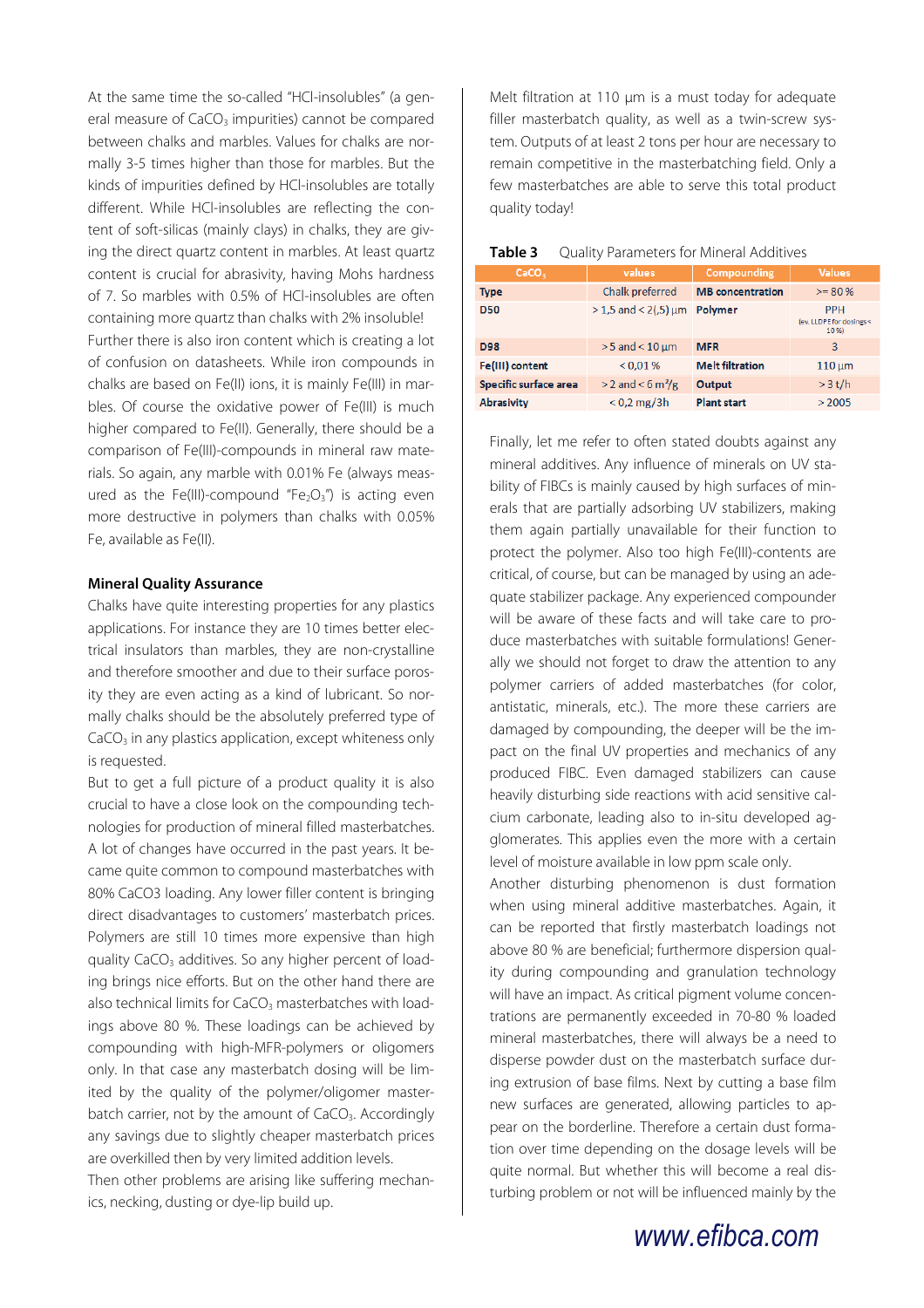At the same time the so-called "HCl-insolubles" (a general measure of $CaCO_3$ impurities) cannot be compared between chalks and marbles. Values for chalks are normally 3-5 times higher than those for marbles. But the kinds of impurities defined by HCl-insolubles are totally different. While HCl-insolubles are reflecting the content of soft-silicas (mainly clays) in chalks, they are giving the direct quartz content in marbles. At least quartz content is crucial for abrasivity, having Mohs hardness of 7. So marbles with 0.5% of HCl-insolubles are often containing more quartz than chalks with 2% insoluble!

Further there is also iron content which is creating a lot of confusion on datasheets. While iron compounds in chalks are based on Fe(II) ions, it is mainly Fe(III) in marbles. Of course the oxidative power of Fe(III) is much higher compared to Fe(II). Generally, there should be a comparison of Fe(III)-compounds in mineral raw materials. So again, any marble with 0.01% Fe (always measured as the Fe(III)-compound "$Fe_2O_3$") is acting even more destructive in polymers than chalks with 0.05% Fe, available as Fe(II).

### Mineral Quality Assurance

Chalks have quite interesting properties for any plastics applications. For instance they are 10 times better electrical insulators than marbles, they are non-crystalline and therefore smoother and due to their surface porosity they are even acting as a kind of lubricant. So normally chalks should be the absolutely preferred type of $CaCO_3$ in any plastics application, except whiteness only is requested.

But to get a full picture of a product quality it is also crucial to have a close look on the compounding technologies for production of mineral filled masterbatches. A lot of changes have occurred in the past years. It became quite common to compound masterbatches with 80% CaCO3 loading. Any lower filler content is bringing direct disadvantages to customers' masterbatch prices. Polymers are still 10 times more expensive than high quality $CaCO_3$ additives. So any higher percent of loading brings nice efforts. But on the other hand there are also technical limits for $CaCO_3$ masterbatches with loadings above 80 %. These loadings can be achieved by compounding with high-MFR-polymers or oligomers only. In that case any masterbatch dosing will be limited by the quality of the polymer/oligomer masterbatch carrier, not by the amount of $CaCO_3$. Accordingly any savings due to slightly cheaper masterbatch prices are overkilled then by very limited addition levels.

Then other problems are arising like suffering mechanics, necking, dusting or dye-lip build up.

Melt filtration at 110 µm is a must today for adequate filler masterbatch quality, as well as a twin-screw system. Outputs of at least 2 tons per hour are necessary to remain competitive in the masterbatching field. Only a few masterbatches are able to serve this total product quality today!

**Table 3** Quality Parameters for Mineral Additives

| $CaCO_3$ | values | Compounding | Values |
|---|---|---|---|
| Type | Chalk preferred | MB concentration | >= 80 % |
| D50 | > 1,5 and < 2(,5) µm | Polymer | PPH (ev. LLDPE for dosings < 10 %) |
| D98 | > 5 and < 10 µm | MFR | 3 |
| Fe(III) content | < 0,01 % | Melt filtration | 110 µm |
| Specific surface area | > 2 and < 6 m²/g | Output | > 3 t/h |
| Abrasivity | < 0,2 mg/3h | Plant start | > 2005 |

Finally, let me refer to often stated doubts against any mineral additives. Any influence of minerals on UV stability of FIBCs is mainly caused by high surfaces of minerals that are partially adsorbing UV stabilizers, making them again partially unavailable for their function to protect the polymer. Also too high Fe(III)-contents are critical, of course, but can be managed by using an adequate stabilizer package. Any experienced compounder will be aware of these facts and will take care to produce masterbatches with suitable formulations! Generally we should not forget to draw the attention to any polymer carriers of added masterbatches (for color, antistatic, minerals, etc.). The more these carriers are damaged by compounding, the deeper will be the impact on the final UV properties and mechanics of any produced FIBC. Even damaged stabilizers can cause heavily disturbing side reactions with acid sensitive calcium carbonate, leading also to in-situ developed agglomerates. This applies even the more with a certain level of moisture available in low ppm scale only.

Another disturbing phenomenon is dust formation when using mineral additive masterbatches. Again, it can be reported that firstly masterbatch loadings not above 80 % are beneficial; furthermore dispersion quality during compounding and granulation technology will have an impact. As critical pigment volume concentrations are permanently exceeded in 70-80 % loaded mineral masterbatches, there will always be a need to disperse powder dust on the masterbatch surface during extrusion of base films. Next by cutting a base film new surfaces are generated, allowing particles to appear on the borderline. Therefore a certain dust formation over time depending on the dosage levels will be quite normal. But whether this will become a real disturbing problem or not will be influenced mainly by the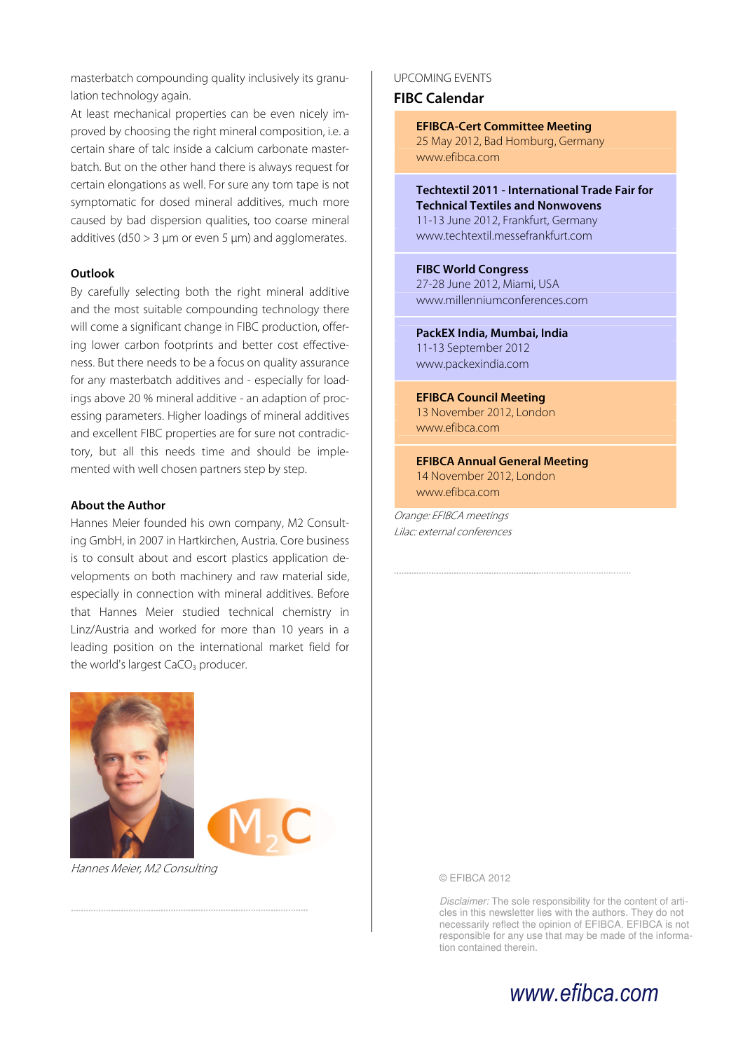masterbatch compounding quality inclusively its granulation technology again.

At least mechanical properties can be even nicely improved by choosing the right mineral composition, i.e. a certain share of talc inside a calcium carbonate masterbatch. But on the other hand there is always request for certain elongations as well. For sure any torn tape is not symptomatic for dosed mineral additives, much more caused by bad dispersion qualities, too coarse mineral additives (d50 > 3 µm or even 5 µm) and agglomerates.

### Outlook

By carefully selecting both the right mineral additive and the most suitable compounding technology there will come a significant change in FIBC production, offering lower carbon footprints and better cost effectiveness. But there needs to be a focus on quality assurance for any masterbatch additives and - especially for loadings above 20 % mineral additive - an adaption of processing parameters. Higher loadings of mineral additives and excellent FIBC properties are for sure not contradictory, but all this needs time and should be implemented with well chosen partners step by step.

### About the Author

Hannes Meier founded his own company, M2 Consulting GmbH, in 2007 in Hartkirchen, Austria. Core business is to consult about and escort plastics application developments on both machinery and raw material side, especially in connection with mineral additives. Before that Hannes Meier studied technical chemistry in Linz/Austria and worked for more than 10 years in a leading position on the international market field for the world's largest $CaCO_3$ producer.

*Hannes Meier, M2 Consulting*

UPCOMING EVENTS

## FIBC Calendar

**EFIBCA-Cert Committee Meeting**
25 May 2012, Bad Homburg, Germany
www.efibca.com

**Techtextil 2011 - International Trade Fair for Technical Textiles and Nonwovens**
11-13 June 2012, Frankfurt, Germany
www.techtextil.messefrankfurt.com

**FIBC World Congress**
27-28 June 2012, Miami, USA
www.millenniumconferences.com

**PackEX India, Mumbai, India**
11-13 September 2012
www.packexindia.com

**EFIBCA Council Meeting**
13 November 2012, London
www.efibca.com

**EFIBCA Annual General Meeting**
14 November 2012, London
www.efibca.com

*Orange: EFIBCA meetings*
*Lilac: external conferences*

© EFIBCA 2012

*Disclaimer:* The sole responsibility for the content of articles in this newsletter lies with the authors. They do not necessarily reflect the opinion of EFIBCA. EFIBCA is not responsible for any use that may be made of the information contained therein.

*www.efibca.com*